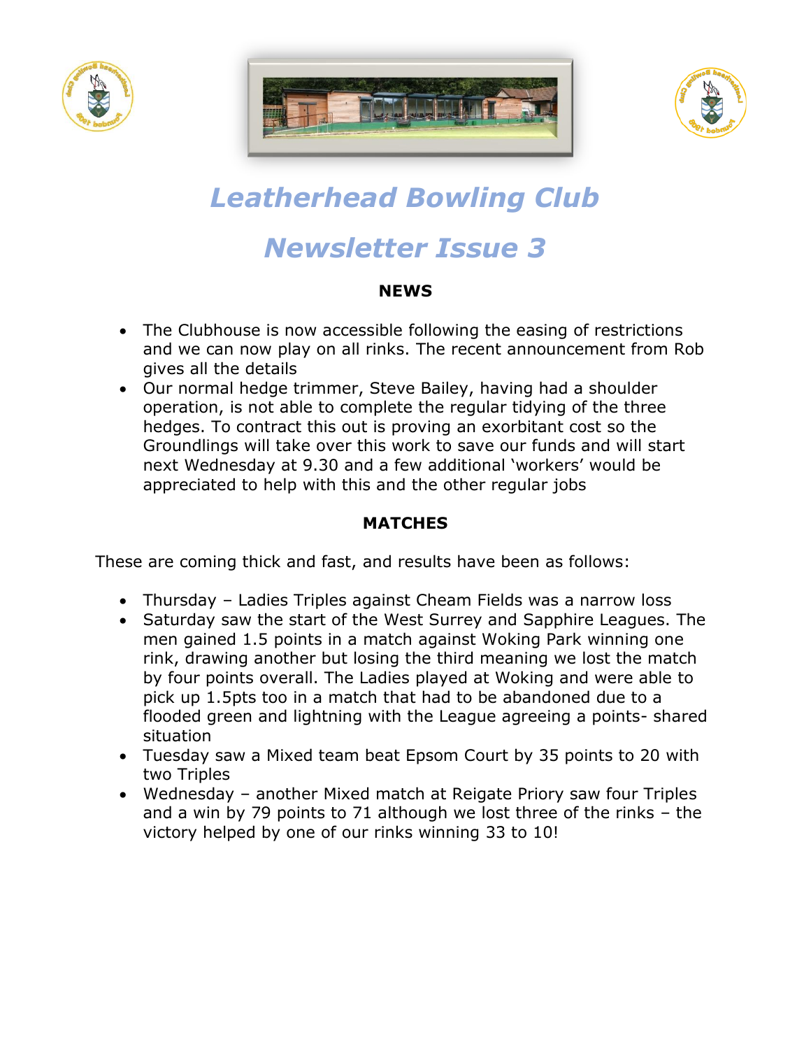# Leatherhead Bowling Club

# Newsletter Issue 3

## NEWS

- The Clubhouse is now accessible following the easing of restrictions and we can now play on all rinks. The recent announcement from Rob gives all the details
- Our normal hedge trimmer, Steve Bailey, having had a shoulder operation, is not able to complete the regular tidying of the three hedges. To contract this out is proving an exorbitant cost so the Groundlings will take over this work to save our funds and will start next Wednesday at 9.30 and a few additional 'workers' would be appreciated to help with this and the other regular jobs

## MATCHES

These are coming thick and fast, and results have been as follows:

- Thursday – Ladies Triples against Cheam Fields was a narrow loss
- Saturday saw the start of the West Surrey and Sapphire Leagues. The men gained 1.5 points in a match against Woking Park winning one rink, drawing another but losing the third meaning we lost the match by four points overall. The Ladies played at Woking and were able to pick up 1.5pts too in a match that had to be abandoned due to a flooded green and lightning with the League agreeing a points- shared situation
- Tuesday saw a Mixed team beat Epsom Court by 35 points to 20 with two Triples
- Wednesday – another Mixed match at Reigate Priory saw four Triples and a win by 79 points to 71 although we lost three of the rinks – the victory helped by one of our rinks winning 33 to 10!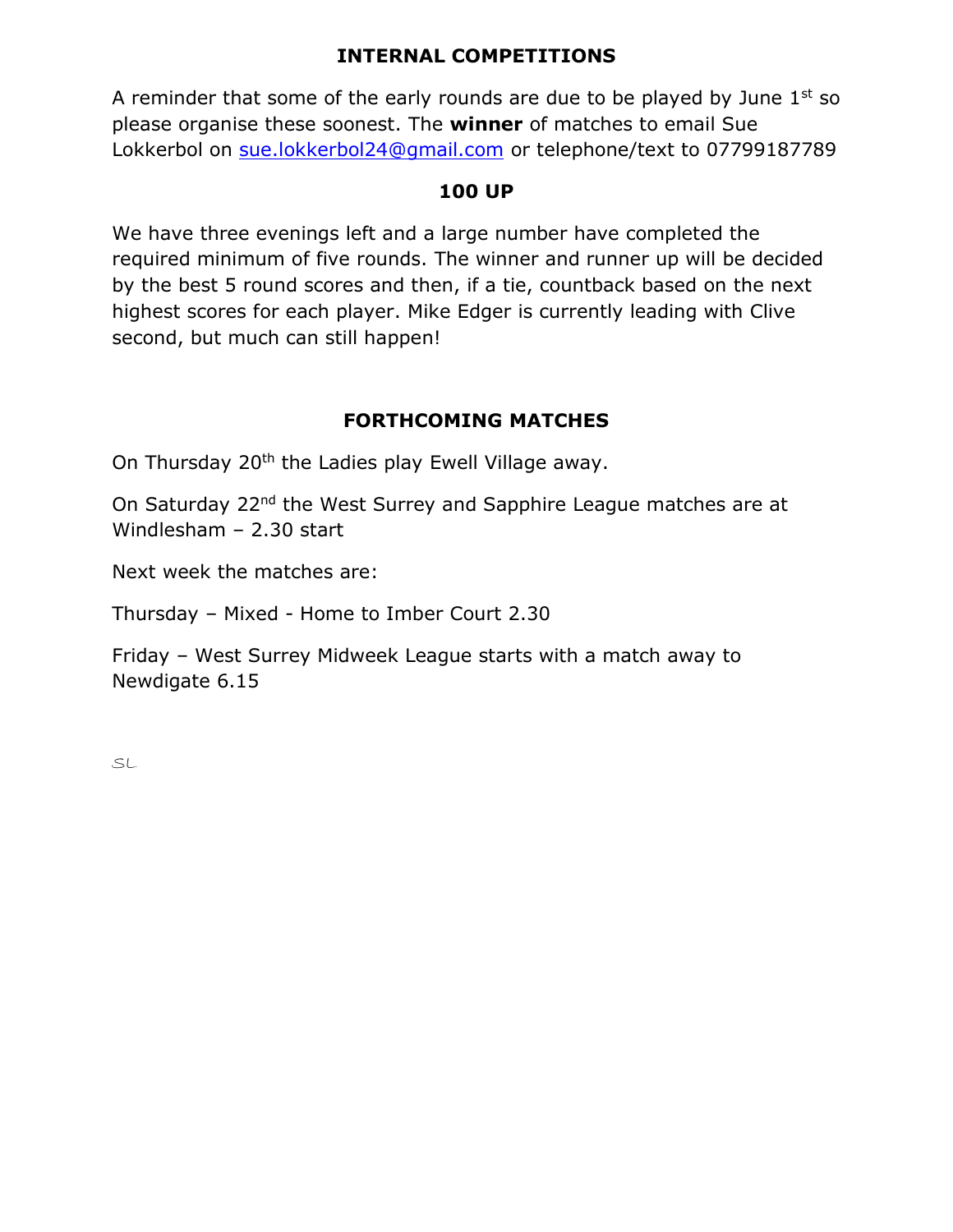## INTERNAL COMPETITIONS

A reminder that some of the early rounds are due to be played by June 1st so please organise these soonest. The **winner** of matches to email Sue Lokkerbol on sue.lokkerbol24@gmail.com or telephone/text to 07799187789

## 100 UP

We have three evenings left and a large number have completed the required minimum of five rounds. The winner and runner up will be decided by the best 5 round scores and then, if a tie, countback based on the next highest scores for each player. Mike Edger is currently leading with Clive second, but much can still happen!

## FORTHCOMING MATCHES

On Thursday 20th the Ladies play Ewell Village away.

On Saturday 22nd the West Surrey and Sapphire League matches are at Windlesham – 2.30 start

Next week the matches are:

Thursday – Mixed - Home to Imber Court 2.30

Friday – West Surrey Midweek League starts with a match away to Newdigate 6.15

SL